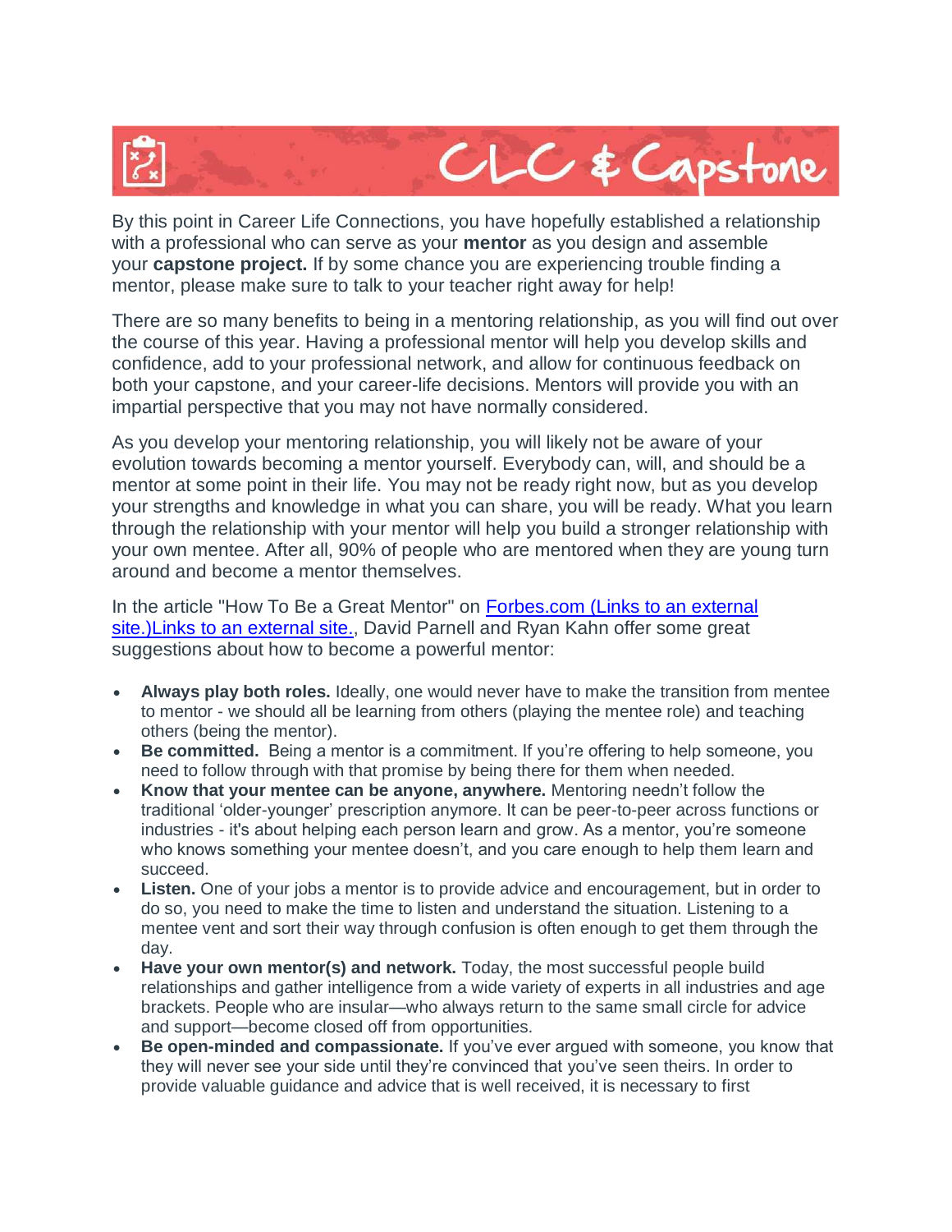# CLC & Capstone

By this point in Career Life Connections, you have hopefully established a relationship with a professional who can serve as your **mentor** as you design and assemble your **capstone project.** If by some chance you are experiencing trouble finding a mentor, please make sure to talk to your teacher right away for help!

There are so many benefits to being in a mentoring relationship, as you will find out over the course of this year. Having a professional mentor will help you develop skills and confidence, add to your professional network, and allow for continuous feedback on both your capstone, and your career-life decisions. Mentors will provide you with an impartial perspective that you may not have normally considered.

As you develop your mentoring relationship, you will likely not be aware of your evolution towards becoming a mentor yourself. Everybody can, will, and should be a mentor at some point in their life. You may not be ready right now, but as you develop your strengths and knowledge in what you can share, you will be ready. What you learn through the relationship with your mentor will help you build a stronger relationship with your own mentee. After all, 90% of people who are mentored when they are young turn around and become a mentor themselves.

In the article "How To Be a Great Mentor" on Forbes.com (Links to an external site.)Links to an external site., David Parnell and Ryan Kahn offer some great suggestions about how to become a powerful mentor:

- **Always play both roles.** Ideally, one would never have to make the transition from mentee to mentor - we should all be learning from others (playing the mentee role) and teaching others (being the mentor).
- **Be committed.** Being a mentor is a commitment. If you're offering to help someone, you need to follow through with that promise by being there for them when needed.
- **Know that your mentee can be anyone, anywhere.** Mentoring needn't follow the traditional 'older-younger' prescription anymore. It can be peer-to-peer across functions or industries - it's about helping each person learn and grow. As a mentor, you're someone who knows something your mentee doesn't, and you care enough to help them learn and succeed.
- **Listen.** One of your jobs a mentor is to provide advice and encouragement, but in order to do so, you need to make the time to listen and understand the situation. Listening to a mentee vent and sort their way through confusion is often enough to get them through the day.
- **Have your own mentor(s) and network.** Today, the most successful people build relationships and gather intelligence from a wide variety of experts in all industries and age brackets. People who are insular—who always return to the same small circle for advice and support—become closed off from opportunities.
- **Be open-minded and compassionate.** If you've ever argued with someone, you know that they will never see your side until they're convinced that you've seen theirs. In order to provide valuable guidance and advice that is well received, it is necessary to first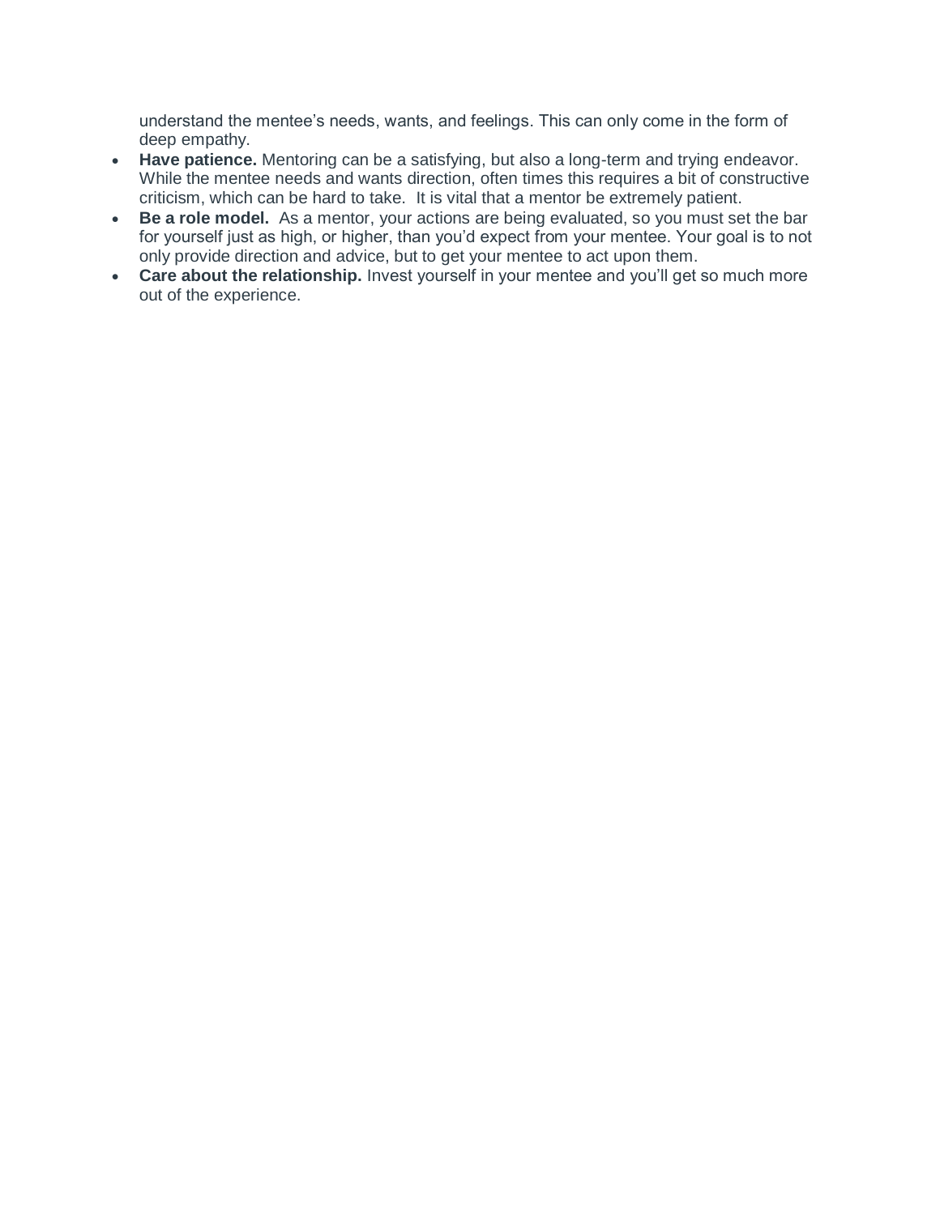understand the mentee's needs, wants, and feelings. This can only come in the form of deep empathy.

- **Have patience.** Mentoring can be a satisfying, but also a long-term and trying endeavor. While the mentee needs and wants direction, often times this requires a bit of constructive criticism, which can be hard to take. It is vital that a mentor be extremely patient.
- **Be a role model.** As a mentor, your actions are being evaluated, so you must set the bar for yourself just as high, or higher, than you'd expect from your mentee. Your goal is to not only provide direction and advice, but to get your mentee to act upon them.
- **Care about the relationship.** Invest yourself in your mentee and you'll get so much more out of the experience.